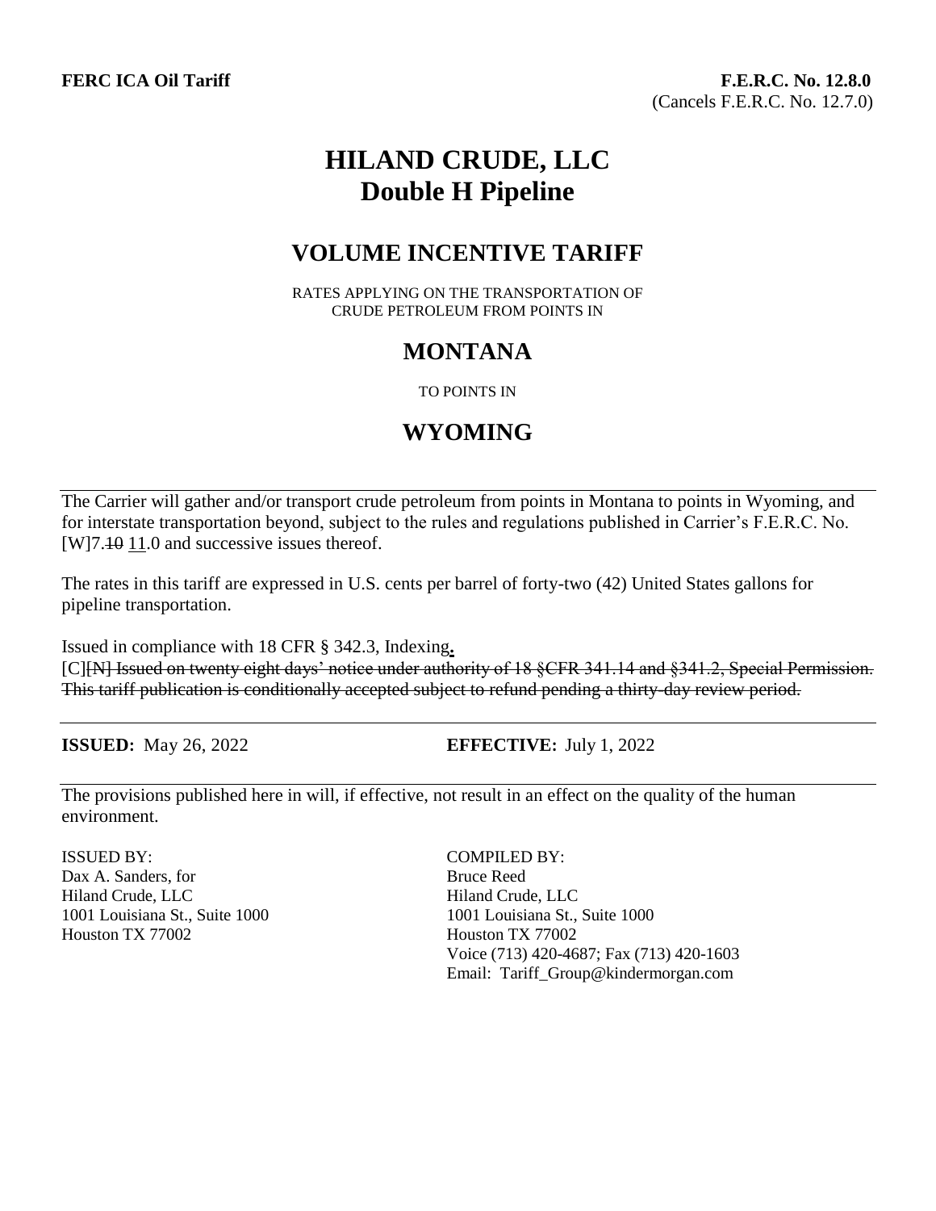**FERC ICA Oil Tariff** **F.E.R.C. No. 12.8.0**
(Cancels F.E.R.C. No. 12.7.0)

# HILAND CRUDE, LLC
# Double H Pipeline

## VOLUME INCENTIVE TARIFF

RATES APPLYING ON THE TRANSPORTATION OF CRUDE PETROLEUM FROM POINTS IN

## MONTANA

TO POINTS IN

## WYOMING

The Carrier will gather and/or transport crude petroleum from points in Montana to points in Wyoming, and for interstate transportation beyond, subject to the rules and regulations published in Carrier's F.E.R.C. No. [W]7.~~10~~ 11.0 and successive issues thereof.

The rates in this tariff are expressed in U.S. cents per barrel of forty-two (42) United States gallons for pipeline transportation.

Issued in compliance with 18 CFR § 342.3, Indexing**.**
[C]~~[N] Issued on twenty eight days' notice under authority of 18 §CFR 341.14 and §341.2, Special Permission. This tariff publication is conditionally accepted subject to refund pending a thirty-day review period.~~

**ISSUED:** May 26, 2022 **EFFECTIVE:** July 1, 2022

The provisions published here in will, if effective, not result in an effect on the quality of the human environment.

ISSUED BY:
Dax A. Sanders, for
Hiland Crude, LLC
1001 Louisiana St., Suite 1000
Houston TX 77002

COMPILED BY:
Bruce Reed
Hiland Crude, LLC
1001 Louisiana St., Suite 1000
Houston TX 77002
Voice (713) 420-4687; Fax (713) 420-1603
Email: Tariff_Group@kindermorgan.com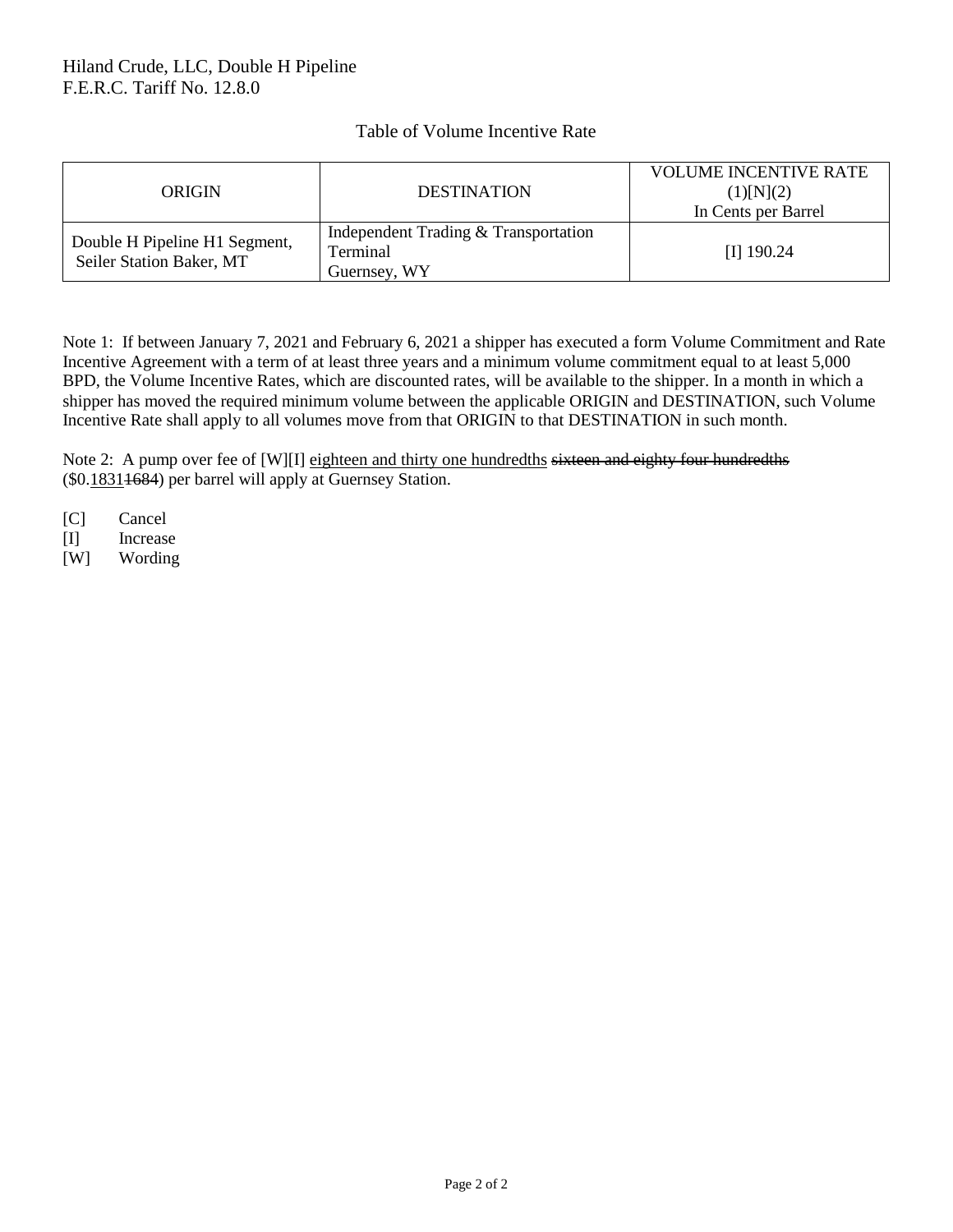Hiland Crude, LLC, Double H Pipeline
F.E.R.C. Tariff No. 12.8.0

Table of Volume Incentive Rate

| ORIGIN | DESTINATION | VOLUME INCENTIVE RATE (1)[N](2) In Cents per Barrel |
|---|---|---|
| Double H Pipeline H1 Segment, Seiler Station Baker, MT | Independent Trading & Transportation Terminal Guernsey, WY | [I] 190.24 |

Note 1: If between January 7, 2021 and February 6, 2021 a shipper has executed a form Volume Commitment and Rate Incentive Agreement with a term of at least three years and a minimum volume commitment equal to at least 5,000 BPD, the Volume Incentive Rates, which are discounted rates, will be available to the shipper. In a month in which a shipper has moved the required minimum volume between the applicable ORIGIN and DESTINATION, such Volume Incentive Rate shall apply to all volumes move from that ORIGIN to that DESTINATION in such month.

Note 2: A pump over fee of [W][I] <u>eighteen and thirty one hundredths</u> ~~sixteen and eighty four hundredths~~ ($0.<u>1831</u>~~1684~~) per barrel will apply at Guernsey Station.

[C] Cancel
[I] Increase
[W] Wording